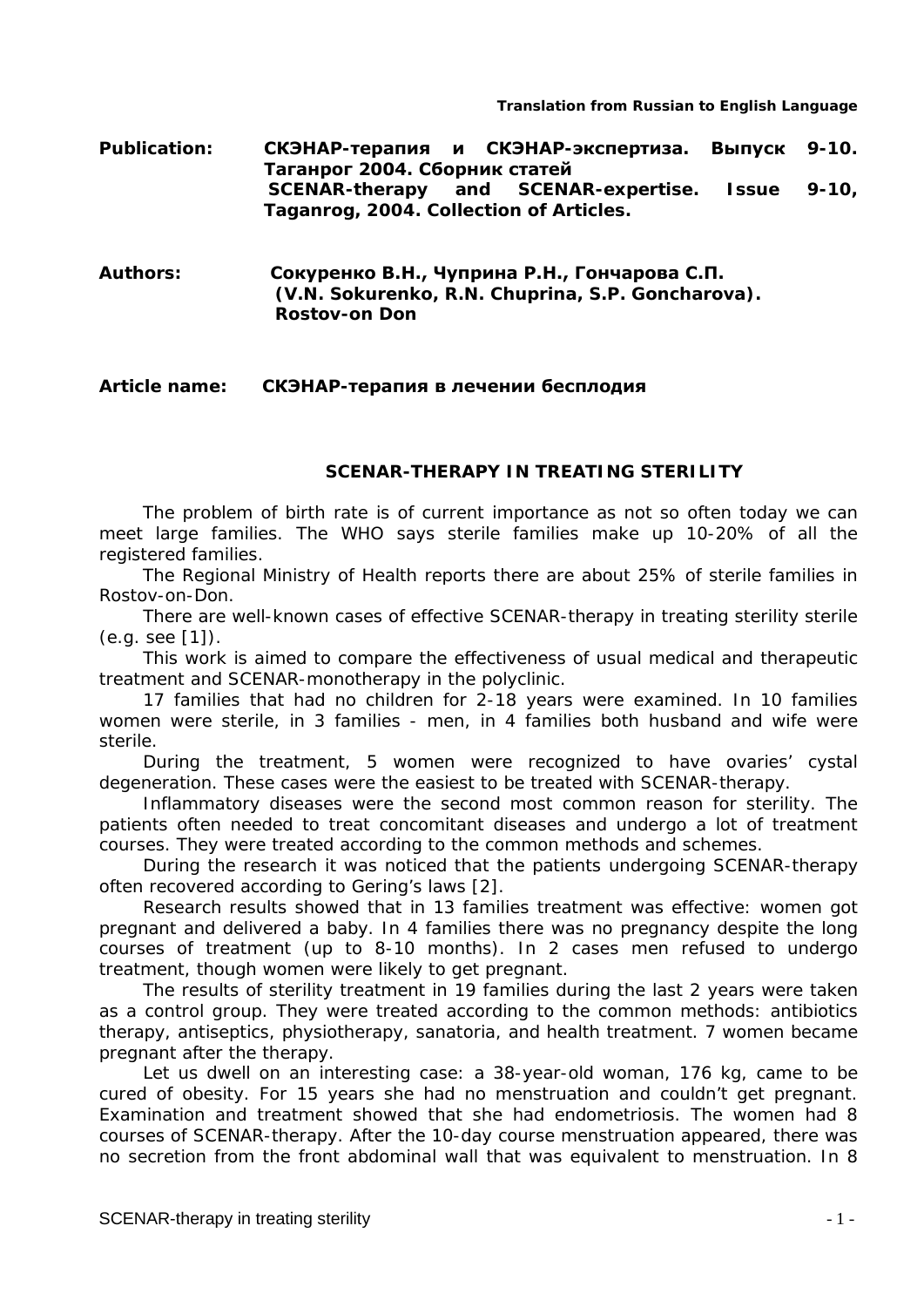**Translation from Russian to English Language**

**Publication:** **СКЭНАР-терапия и СКЭНАР-экспертиза. Выпуск 9-10. Таганрог 2004. Сборник статей**
**SCENAR-therapy and SCENAR-expertise. Issue 9-10, Taganrog, 2004. Collection of Articles.**

**Authors:** **Сокуренко В.Н., Чуприна Р.Н., Гончарова С.П. (V.N. Sokurenko, R.N. Chuprina, S.P. Goncharova). Rostov-on Don**

**Article name:** **СКЭНАР-терапия в лечении бесплодия**

## SCENAR-THERAPY IN TREATING STERILITY

The problem of birth rate is of current importance as not so often today we can meet large families. The WHO says sterile families make up 10-20% of all the registered families.

The Regional Ministry of Health reports there are about 25% of sterile families in Rostov-on-Don.

There are well-known cases of effective SCENAR-therapy in treating sterility sterile (e.g. see [1]).

This work is aimed to compare the effectiveness of usual medical and therapeutic treatment and SCENAR-monotherapy in the polyclinic.

17 families that had no children for 2-18 years were examined. In 10 families women were sterile, in 3 families - men, in 4 families both husband and wife were sterile.

During the treatment, 5 women were recognized to have ovaries' cystal degeneration. These cases were the easiest to be treated with SCENAR-therapy.

Inflammatory diseases were the second most common reason for sterility. The patients often needed to treat concomitant diseases and undergo a lot of treatment courses. They were treated according to the common methods and schemes.

During the research it was noticed that the patients undergoing SCENAR-therapy often recovered according to Gering's laws [2].

Research results showed that in 13 families treatment was effective: women got pregnant and delivered a baby. In 4 families there was no pregnancy despite the long courses of treatment (up to 8-10 months). In 2 cases men refused to undergo treatment, though women were likely to get pregnant.

The results of sterility treatment in 19 families during the last 2 years were taken as a control group. They were treated according to the common methods: antibiotics therapy, antiseptics, physiotherapy, sanatoria, and health treatment. 7 women became pregnant after the therapy.

Let us dwell on an interesting case: a 38-year-old woman, 176 kg, came to be cured of obesity. For 15 years she had no menstruation and couldn't get pregnant. Examination and treatment showed that she had endometriosis. The women had 8 courses of SCENAR-therapy. After the 10-day course menstruation appeared, there was no secretion from the front abdominal wall that was equivalent to menstruation. In 8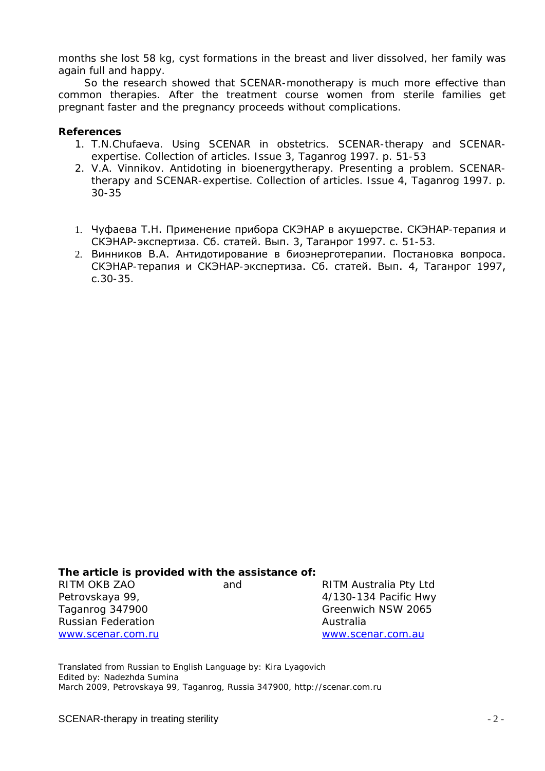months she lost 58 kg, cyst formations in the breast and liver dissolved, her family was again full and happy.

So the research showed that SCENAR-monotherapy is much more effective than common therapies. After the treatment course women from sterile families get pregnant faster and the pregnancy proceeds without complications.

**References**

1. T.N.Chufaeva. Using SCENAR in obstetrics. SCENAR-therapy and SCENAR-expertise. Collection of articles. Issue 3, Taganrog 1997. p. 51-53
2. V.A. Vinnikov. Antidoting in bioenergytherapy. Presenting a problem. SCENAR-therapy and SCENAR-expertise. Collection of articles. Issue 4, Taganrog 1997. p. 30-35

1. Чуфаева Т.Н. Применение прибора СКЭНАР в акушерстве. СКЭНАР-терапия и СКЭНАР-экспертиза. Сб. статей. Вып. 3, Таганрог 1997. с. 51-53.
2. Винников В.А. Антидотирование в биоэнерготерапии. Постановка вопроса. СКЭНАР-терапия и СКЭНАР-экспертиза. Сб. статей. Вып. 4, Таганрог 1997, с.30-35.

**The article is provided with the assistance of:**

RITM OKB ZAO
Petrovskaya 99,
Taganrog 347900
Russian Federation
www.scenar.com.ru

and

RITM Australia Pty Ltd
4/130-134 Pacific Hwy
Greenwich NSW 2065
Australia
www.scenar.com.au

Translated from Russian to English Language by: Kira Lyagovich
Edited by: Nadezhda Sumina
March 2009, Petrovskaya 99, Taganrog, Russia 347900, http://scenar.com.ru